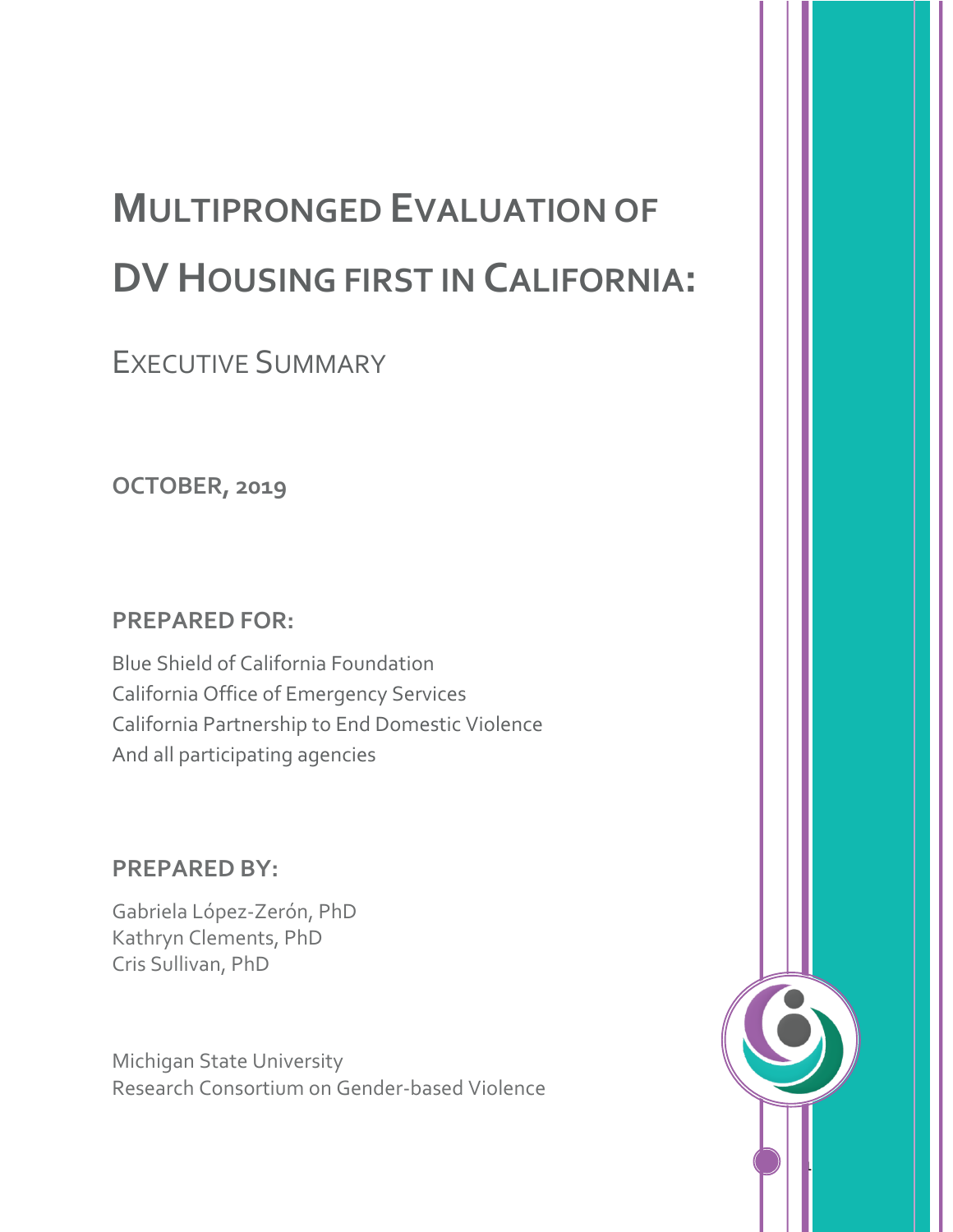# MULTIPRONGED EVALUATION OF DV HOUSING FIRST IN CALIFORNIA:

## EXECUTIVE SUMMARY

**OCTOBER, 2019**

**PREPARED FOR:**

Blue Shield of California Foundation
California Office of Emergency Services
California Partnership to End Domestic Violence
And all participating agencies

**PREPARED BY:**

Gabriela López-Zerón, PhD
Kathryn Clements, PhD
Cris Sullivan, PhD

Michigan State University
Research Consortium on Gender-based Violence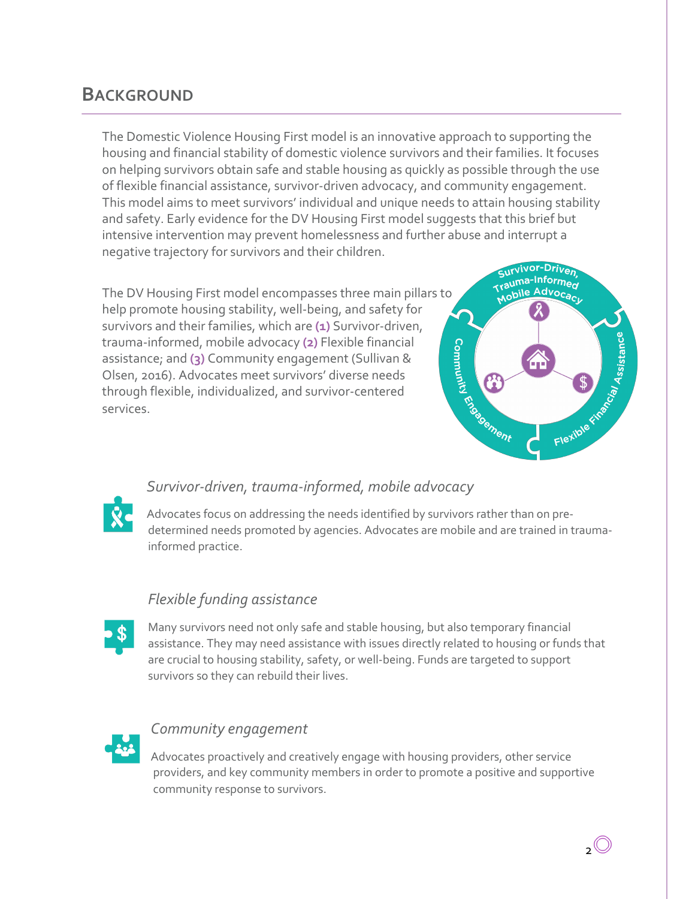## Background

The Domestic Violence Housing First model is an innovative approach to supporting the housing and financial stability of domestic violence survivors and their families. It focuses on helping survivors obtain safe and stable housing as quickly as possible through the use of flexible financial assistance, survivor-driven advocacy, and community engagement. This model aims to meet survivors' individual and unique needs to attain housing stability and safety. Early evidence for the DV Housing First model suggests that this brief but intensive intervention may prevent homelessness and further abuse and interrupt a negative trajectory for survivors and their children.

The DV Housing First model encompasses three main pillars to help promote housing stability, well-being, and safety for survivors and their families, which are **(1)** Survivor-driven, trauma-informed, mobile advocacy **(2)** Flexible financial assistance; and **(3)** Community engagement (Sullivan & Olsen, 2016). Advocates meet survivors' diverse needs through flexible, individualized, and survivor-centered services.

### *Survivor-driven, trauma-informed, mobile advocacy*

Advocates focus on addressing the needs identified by survivors rather than on pre-determined needs promoted by agencies. Advocates are mobile and are trained in trauma-informed practice.

### *Flexible funding assistance*

Many survivors need not only safe and stable housing, but also temporary financial assistance. They may need assistance with issues directly related to housing or funds that are crucial to housing stability, safety, or well-being. Funds are targeted to support survivors so they can rebuild their lives.

### *Community engagement*

Advocates proactively and creatively engage with housing providers, other service providers, and key community members in order to promote a positive and supportive community response to survivors.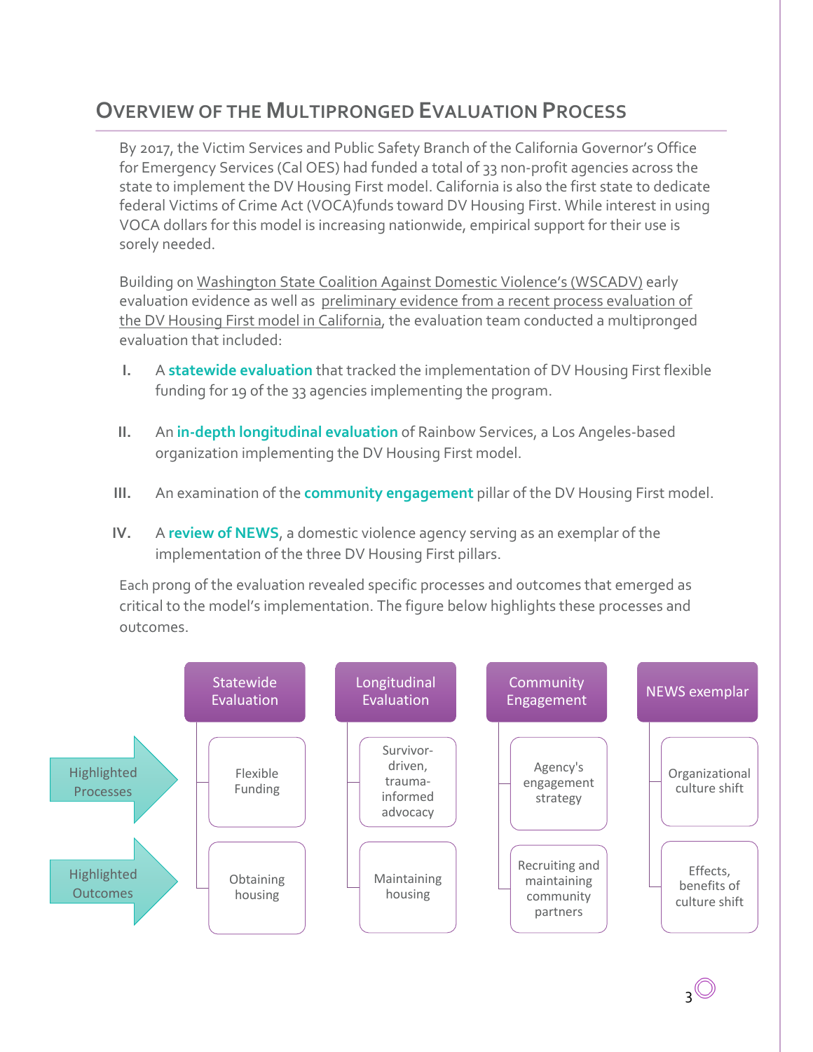## OVERVIEW OF THE MULTIPRONGED EVALUATION PROCESS

By 2017, the Victim Services and Public Safety Branch of the California Governor's Office for Emergency Services (Cal OES) had funded a total of 33 non-profit agencies across the state to implement the DV Housing First model. California is also the first state to dedicate federal Victims of Crime Act (VOCA)funds toward DV Housing First. While interest in using VOCA dollars for this model is increasing nationwide, empirical support for their use is sorely needed.

Building on Washington State Coalition Against Domestic Violence's (WSCADV) early evaluation evidence as well as preliminary evidence from a recent process evaluation of the DV Housing First model in California, the evaluation team conducted a multipronged evaluation that included:

I. A **statewide evaluation** that tracked the implementation of DV Housing First flexible funding for 19 of the 33 agencies implementing the program.

II. An **in-depth longitudinal evaluation** of Rainbow Services, a Los Angeles-based organization implementing the DV Housing First model.

III. An examination of the **community engagement** pillar of the DV Housing First model.

IV. A **review of NEWS**, a domestic violence agency serving as an exemplar of the implementation of the three DV Housing First pillars.

Each prong of the evaluation revealed specific processes and outcomes that emerged as critical to the model's implementation. The figure below highlights these processes and outcomes.

| | Statewide Evaluation | Longitudinal Evaluation | Community Engagement | NEWS exemplar |
|---|---|---|---|---|
| Highlighted Processes | Flexible Funding | Survivor-driven, trauma-informed advocacy | Agency's engagement strategy | Organizational culture shift |
| Highlighted Outcomes | Obtaining housing | Maintaining housing | Recruiting and maintaining community partners | Effects, benefits of culture shift |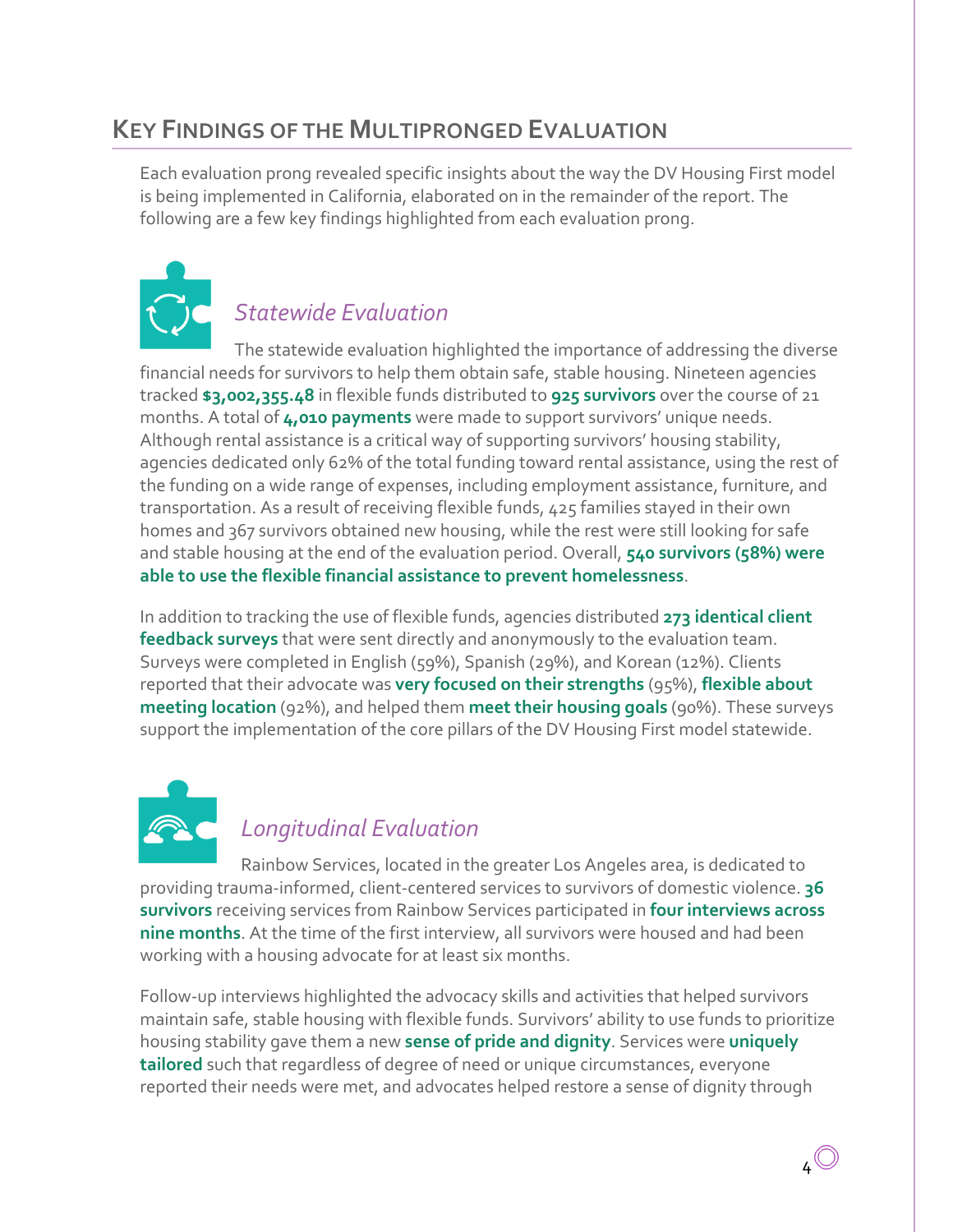## KEY FINDINGS OF THE MULTIPRONGED EVALUATION

Each evaluation prong revealed specific insights about the way the DV Housing First model is being implemented in California, elaborated on in the remainder of the report. The following are a few key findings highlighted from each evaluation prong.

### *Statewide Evaluation*

The statewide evaluation highlighted the importance of addressing the diverse financial needs for survivors to help them obtain safe, stable housing. Nineteen agencies tracked **$3,002,355.48** in flexible funds distributed to **925 survivors** over the course of 21 months. A total of **4,010 payments** were made to support survivors' unique needs. Although rental assistance is a critical way of supporting survivors' housing stability, agencies dedicated only 62% of the total funding toward rental assistance, using the rest of the funding on a wide range of expenses, including employment assistance, furniture, and transportation. As a result of receiving flexible funds, 425 families stayed in their own homes and 367 survivors obtained new housing, while the rest were still looking for safe and stable housing at the end of the evaluation period. Overall, **540 survivors (58%) were able to use the flexible financial assistance to prevent homelessness**.

In addition to tracking the use of flexible funds, agencies distributed **273 identical client feedback surveys** that were sent directly and anonymously to the evaluation team. Surveys were completed in English (59%), Spanish (29%), and Korean (12%). Clients reported that their advocate was **very focused on their strengths** (95%), **flexible about meeting location** (92%), and helped them **meet their housing goals** (90%). These surveys support the implementation of the core pillars of the DV Housing First model statewide.

### *Longitudinal Evaluation*

Rainbow Services, located in the greater Los Angeles area, is dedicated to providing trauma-informed, client-centered services to survivors of domestic violence. **36 survivors** receiving services from Rainbow Services participated in **four interviews across nine months**. At the time of the first interview, all survivors were housed and had been working with a housing advocate for at least six months.

Follow-up interviews highlighted the advocacy skills and activities that helped survivors maintain safe, stable housing with flexible funds. Survivors' ability to use funds to prioritize housing stability gave them a new **sense of pride and dignity**. Services were **uniquely tailored** such that regardless of degree of need or unique circumstances, everyone reported their needs were met, and advocates helped restore a sense of dignity through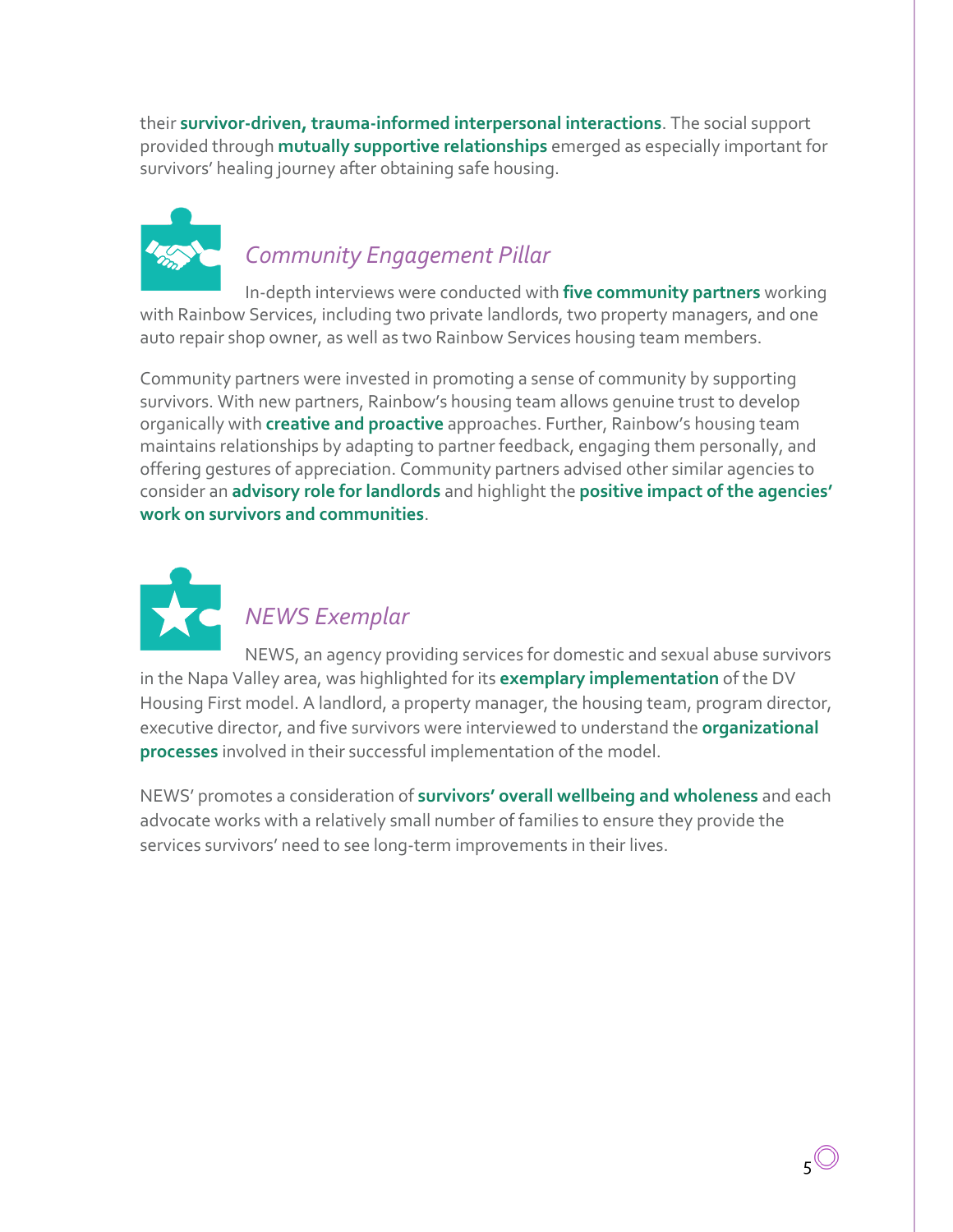their **survivor-driven, trauma-informed interpersonal interactions**. The social support provided through **mutually supportive relationships** emerged as especially important for survivors' healing journey after obtaining safe housing.

## *Community Engagement Pillar*

In-depth interviews were conducted with **five community partners** working with Rainbow Services, including two private landlords, two property managers, and one auto repair shop owner, as well as two Rainbow Services housing team members.

Community partners were invested in promoting a sense of community by supporting survivors. With new partners, Rainbow's housing team allows genuine trust to develop organically with **creative and proactive** approaches. Further, Rainbow's housing team maintains relationships by adapting to partner feedback, engaging them personally, and offering gestures of appreciation. Community partners advised other similar agencies to consider an **advisory role for landlords** and highlight the **positive impact of the agencies' work on survivors and communities**.

## *NEWS Exemplar*

NEWS, an agency providing services for domestic and sexual abuse survivors in the Napa Valley area, was highlighted for its **exemplary implementation** of the DV Housing First model. A landlord, a property manager, the housing team, program director, executive director, and five survivors were interviewed to understand the **organizational processes** involved in their successful implementation of the model.

NEWS' promotes a consideration of **survivors' overall wellbeing and wholeness** and each advocate works with a relatively small number of families to ensure they provide the services survivors' need to see long-term improvements in their lives.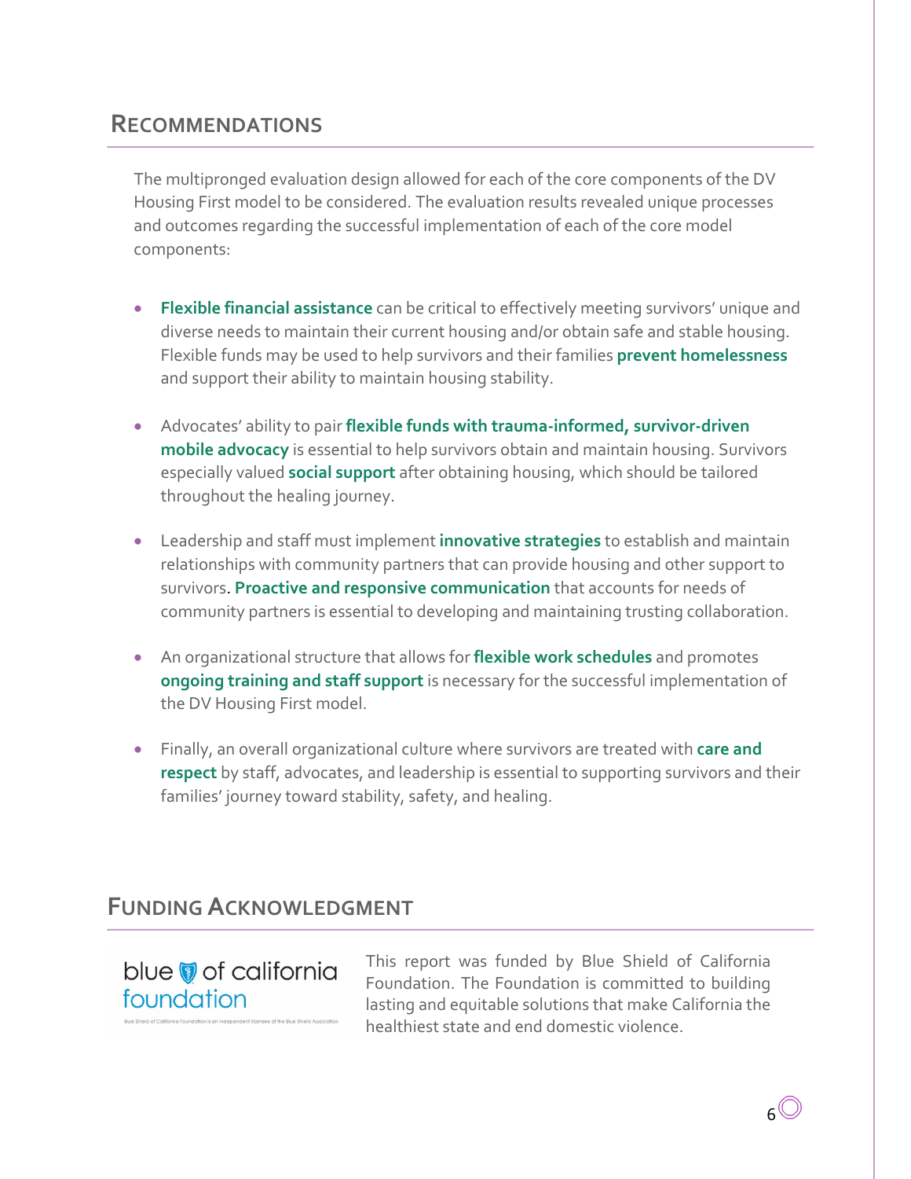## Recommendations

The multipronged evaluation design allowed for each of the core components of the DV Housing First model to be considered. The evaluation results revealed unique processes and outcomes regarding the successful implementation of each of the core model components:

- **Flexible financial assistance** can be critical to effectively meeting survivors' unique and diverse needs to maintain their current housing and/or obtain safe and stable housing. Flexible funds may be used to help survivors and their families **prevent homelessness** and support their ability to maintain housing stability.
- Advocates' ability to pair **flexible funds with trauma-informed, survivor-driven mobile advocacy** is essential to help survivors obtain and maintain housing. Survivors especially valued **social support** after obtaining housing, which should be tailored throughout the healing journey.
- Leadership and staff must implement **innovative strategies** to establish and maintain relationships with community partners that can provide housing and other support to survivors. **Proactive and responsive communication** that accounts for needs of community partners is essential to developing and maintaining trusting collaboration.
- An organizational structure that allows for **flexible work schedules** and promotes **ongoing training and staff support** is necessary for the successful implementation of the DV Housing First model.
- Finally, an overall organizational culture where survivors are treated with **care and respect** by staff, advocates, and leadership is essential to supporting survivors and their families' journey toward stability, safety, and healing.

## Funding Acknowledgment

blue of california foundation

Blue Shield of California Foundation is an independent licensee of the Blue Shield Association

This report was funded by Blue Shield of California Foundation. The Foundation is committed to building lasting and equitable solutions that make California the healthiest state and end domestic violence.